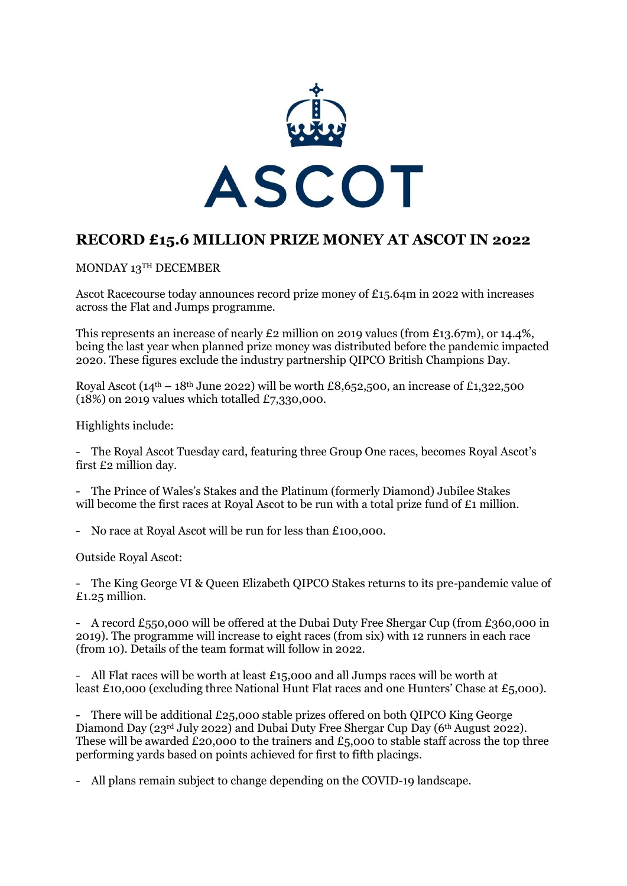ASCOT

# RECORD £15.6 MILLION PRIZE MONEY AT ASCOT IN 2022

MONDAY 13TH DECEMBER

Ascot Racecourse today announces record prize money of £15.64m in 2022 with increases across the Flat and Jumps programme.

This represents an increase of nearly £2 million on 2019 values (from £13.67m), or 14.4%, being the last year when planned prize money was distributed before the pandemic impacted 2020. These figures exclude the industry partnership QIPCO British Champions Day.

Royal Ascot (14th – 18th June 2022) will be worth £8,652,500, an increase of £1,322,500 (18%) on 2019 values which totalled £7,330,000.

Highlights include:

- The Royal Ascot Tuesday card, featuring three Group One races, becomes Royal Ascot's first £2 million day.

- The Prince of Wales's Stakes and the Platinum (formerly Diamond) Jubilee Stakes will become the first races at Royal Ascot to be run with a total prize fund of £1 million.

- No race at Royal Ascot will be run for less than £100,000.

Outside Royal Ascot:

- The King George VI & Queen Elizabeth QIPCO Stakes returns to its pre-pandemic value of £1.25 million.

- A record £550,000 will be offered at the Dubai Duty Free Shergar Cup (from £360,000 in 2019). The programme will increase to eight races (from six) with 12 runners in each race (from 10). Details of the team format will follow in 2022.

- All Flat races will be worth at least £15,000 and all Jumps races will be worth at least £10,000 (excluding three National Hunt Flat races and one Hunters' Chase at £5,000).

- There will be additional £25,000 stable prizes offered on both QIPCO King George Diamond Day (23rd July 2022) and Dubai Duty Free Shergar Cup Day (6th August 2022). These will be awarded £20,000 to the trainers and £5,000 to stable staff across the top three performing yards based on points achieved for first to fifth placings.

- All plans remain subject to change depending on the COVID-19 landscape.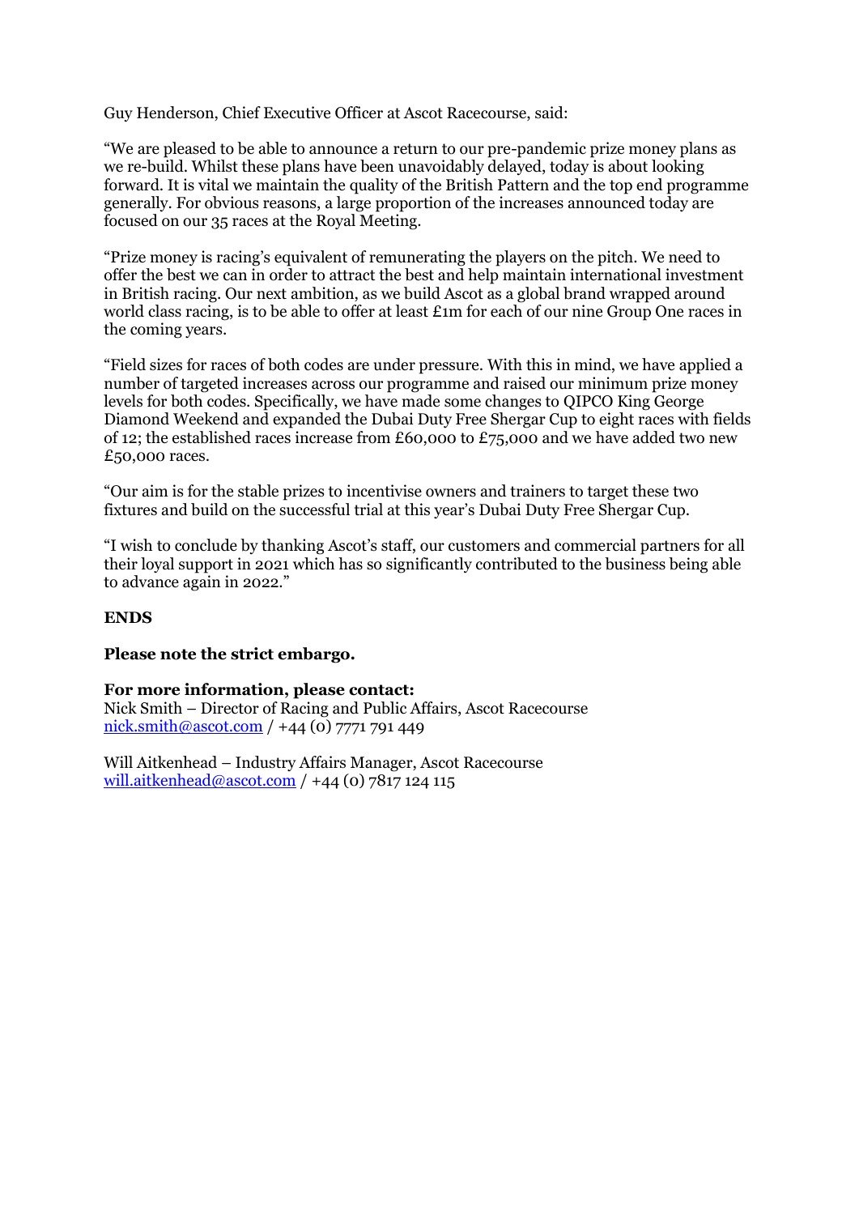Guy Henderson, Chief Executive Officer at Ascot Racecourse, said:

"We are pleased to be able to announce a return to our pre-pandemic prize money plans as we re-build. Whilst these plans have been unavoidably delayed, today is about looking forward. It is vital we maintain the quality of the British Pattern and the top end programme generally. For obvious reasons, a large proportion of the increases announced today are focused on our 35 races at the Royal Meeting.

"Prize money is racing's equivalent of remunerating the players on the pitch. We need to offer the best we can in order to attract the best and help maintain international investment in British racing. Our next ambition, as we build Ascot as a global brand wrapped around world class racing, is to be able to offer at least £1m for each of our nine Group One races in the coming years.

"Field sizes for races of both codes are under pressure. With this in mind, we have applied a number of targeted increases across our programme and raised our minimum prize money levels for both codes. Specifically, we have made some changes to QIPCO King George Diamond Weekend and expanded the Dubai Duty Free Shergar Cup to eight races with fields of 12; the established races increase from £60,000 to £75,000 and we have added two new £50,000 races.

"Our aim is for the stable prizes to incentivise owners and trainers to target these two fixtures and build on the successful trial at this year's Dubai Duty Free Shergar Cup.

"I wish to conclude by thanking Ascot's staff, our customers and commercial partners for all their loyal support in 2021 which has so significantly contributed to the business being able to advance again in 2022."

**ENDS**

**Please note the strict embargo.**

**For more information, please contact:**
Nick Smith – Director of Racing and Public Affairs, Ascot Racecourse
nick.smith@ascot.com / +44 (0) 7771 791 449

Will Aitkenhead – Industry Affairs Manager, Ascot Racecourse
will.aitkenhead@ascot.com / +44 (0) 7817 124 115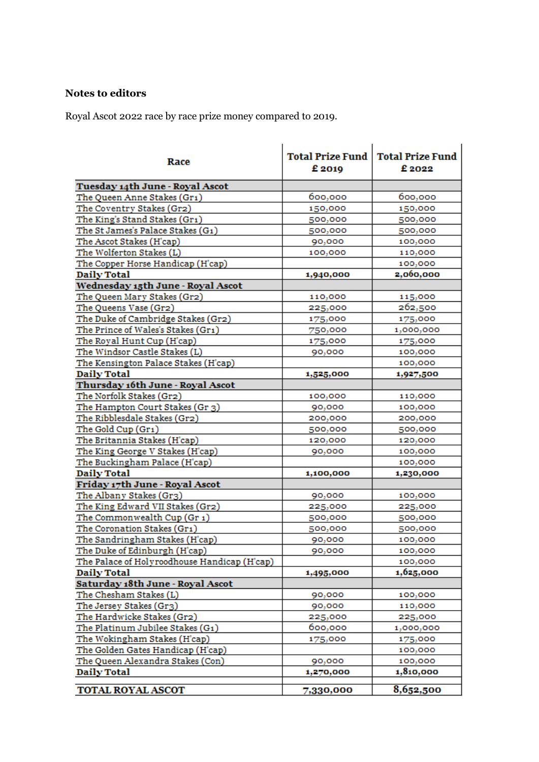**Notes to editors**

Royal Ascot 2022 race by race prize money compared to 2019.

| Race | Total Prize Fund £ 2019 | Total Prize Fund £ 2022 |
|---|---|---|
| **Tuesday 14th June - Royal Ascot** | | |
| The Queen Anne Stakes (Gr1) | 600,000 | 600,000 |
| The Coventry Stakes (Gr2) | 150,000 | 150,000 |
| The King's Stand Stakes (Gr1) | 500,000 | 500,000 |
| The St James's Palace Stakes (G1) | 500,000 | 500,000 |
| The Ascot Stakes (H'cap) | 90,000 | 100,000 |
| The Wolferton Stakes (L) | 100,000 | 110,000 |
| The Copper Horse Handicap (H'cap) | | 100,000 |
| **Daily Total** | **1,940,000** | **2,060,000** |
| **Wednesday 15th June - Royal Ascot** | | |
| The Queen Mary Stakes (Gr2) | 110,000 | 115,000 |
| The Queens Vase (Gr2) | 225,000 | 262,500 |
| The Duke of Cambridge Stakes (Gr2) | 175,000 | 175,000 |
| The Prince of Wales's Stakes (Gr1) | 750,000 | 1,000,000 |
| The Royal Hunt Cup (H'cap) | 175,000 | 175,000 |
| The Windsor Castle Stakes (L) | 90,000 | 100,000 |
| The Kensington Palace Stakes (H'cap) | | 100,000 |
| **Daily Total** | **1,525,000** | **1,927,500** |
| **Thursday 16th June - Royal Ascot** | | |
| The Norfolk Stakes (Gr2) | 100,000 | 110,000 |
| The Hampton Court Stakes (Gr 3) | 90,000 | 100,000 |
| The Ribblesdale Stakes (Gr2) | 200,000 | 200,000 |
| The Gold Cup (Gr1) | 500,000 | 500,000 |
| The Britannia Stakes (H'cap) | 120,000 | 120,000 |
| The King George V Stakes (H'cap) | 90,000 | 100,000 |
| The Buckingham Palace (H'cap) | | 100,000 |
| **Daily Total** | **1,100,000** | **1,230,000** |
| **Friday 17th June - Royal Ascot** | | |
| The Albany Stakes (Gr3) | 90,000 | 100,000 |
| The King Edward VII Stakes (Gr2) | 225,000 | 225,000 |
| The Commonwealth Cup (Gr 1) | 500,000 | 500,000 |
| The Coronation Stakes (Gr1) | 500,000 | 500,000 |
| The Sandringham Stakes (H'cap) | 90,000 | 100,000 |
| The Duke of Edinburgh (H'cap) | 90,000 | 100,000 |
| The Palace of Holyroodhouse Handicap (H'cap) | | 100,000 |
| **Daily Total** | **1,495,000** | **1,625,000** |
| **Saturday 18th June - Royal Ascot** | | |
| The Chesham Stakes (L) | 90,000 | 100,000 |
| The Jersey Stakes (Gr3) | 90,000 | 110,000 |
| The Hardwicke Stakes (Gr2) | 225,000 | 225,000 |
| The Platinum Jubilee Stakes (G1) | 600,000 | 1,000,000 |
| The Wokingham Stakes (H'cap) | 175,000 | 175,000 |
| The Golden Gates Handicap (H'cap) | | 100,000 |
| The Queen Alexandra Stakes (Con) | 90,000 | 100,000 |
| **Daily Total** | **1,270,000** | **1,810,000** |
| | | |
| **TOTAL ROYAL ASCOT** | **7,330,000** | **8,652,500** |